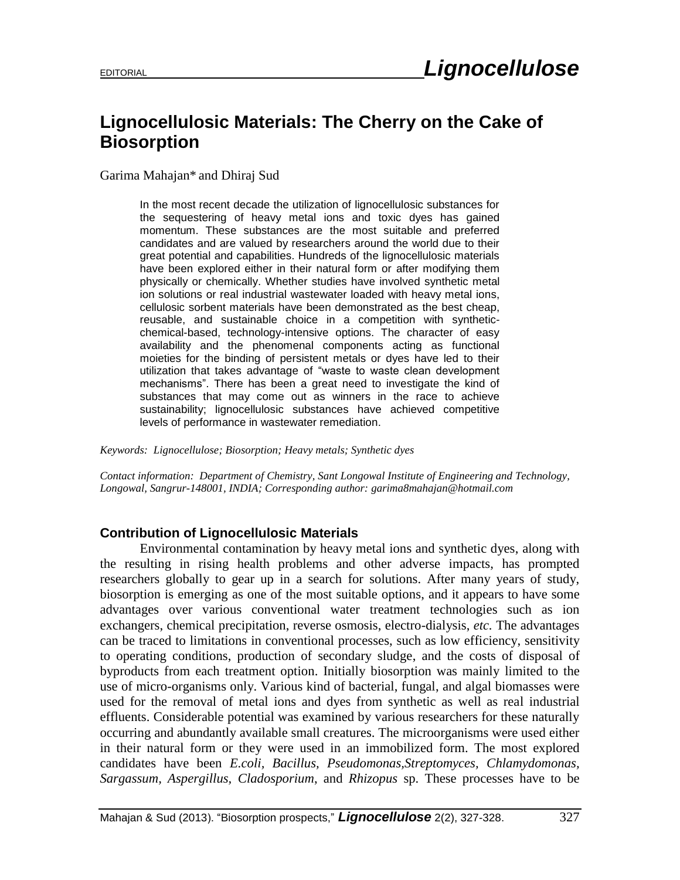EDITORIAL

# Lignocellulosic Materials: The Cherry on the Cake of Biosorption

Garima Mahajan* and Dhiraj Sud

> In the most recent decade the utilization of lignocellulosic substances for the sequestering of heavy metal ions and toxic dyes has gained momentum. These substances are the most suitable and preferred candidates and are valued by researchers around the world due to their great potential and capabilities. Hundreds of the lignocellulosic materials have been explored either in their natural form or after modifying them physically or chemically. Whether studies have involved synthetic metal ion solutions or real industrial wastewater loaded with heavy metal ions, cellulosic sorbent materials have been demonstrated as the best cheap, reusable, and sustainable choice in a competition with synthetic-chemical-based, technology-intensive options. The character of easy availability and the phenomenal components acting as functional moieties for the binding of persistent metals or dyes have led to their utilization that takes advantage of "waste to waste clean development mechanisms". There has been a great need to investigate the kind of substances that may come out as winners in the race to achieve sustainability; lignocellulosic substances have achieved competitive levels of performance in wastewater remediation.

*Keywords: Lignocellulose; Biosorption; Heavy metals; Synthetic dyes*

*Contact information: Department of Chemistry, Sant Longowal Institute of Engineering and Technology, Longowal, Sangrur-148001, INDIA; Corresponding author: garima8mahajan@hotmail.com*

## Contribution of Lignocellulosic Materials

Environmental contamination by heavy metal ions and synthetic dyes, along with the resulting in rising health problems and other adverse impacts, has prompted researchers globally to gear up in a search for solutions. After many years of study, biosorption is emerging as one of the most suitable options, and it appears to have some advantages over various conventional water treatment technologies such as ion exchangers, chemical precipitation, reverse osmosis, electro-dialysis, *etc.* The advantages can be traced to limitations in conventional processes, such as low efficiency, sensitivity to operating conditions, production of secondary sludge, and the costs of disposal of byproducts from each treatment option. Initially biosorption was mainly limited to the use of micro-organisms only. Various kind of bacterial, fungal, and algal biomasses were used for the removal of metal ions and dyes from synthetic as well as real industrial effluents. Considerable potential was examined by various researchers for these naturally occurring and abundantly available small creatures. The microorganisms were used either in their natural form or they were used in an immobilized form. The most explored candidates have been *E.coli, Bacillus, Pseudomonas,Streptomyces, Chlamydomonas, Sargassum, Aspergillus, Cladosporium*, and *Rhizopus* sp. These processes have to be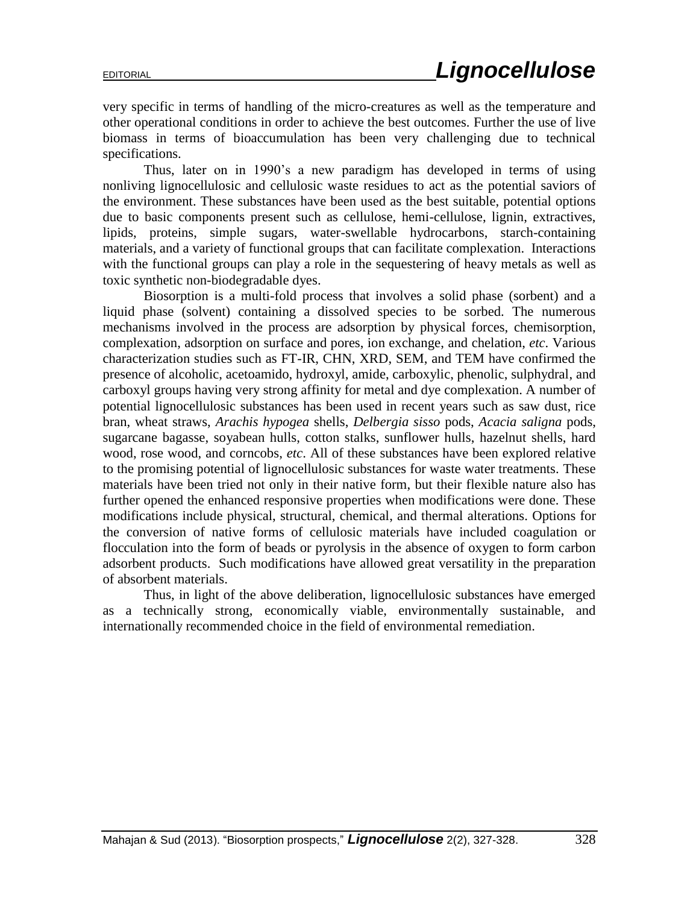very specific in terms of handling of the micro-creatures as well as the temperature and other operational conditions in order to achieve the best outcomes. Further the use of live biomass in terms of bioaccumulation has been very challenging due to technical specifications.

Thus, later on in 1990's a new paradigm has developed in terms of using nonliving lignocellulosic and cellulosic waste residues to act as the potential saviors of the environment. These substances have been used as the best suitable, potential options due to basic components present such as cellulose, hemi-cellulose, lignin, extractives, lipids, proteins, simple sugars, water-swellable hydrocarbons, starch-containing materials, and a variety of functional groups that can facilitate complexation. Interactions with the functional groups can play a role in the sequestering of heavy metals as well as toxic synthetic non-biodegradable dyes.

Biosorption is a multi-fold process that involves a solid phase (sorbent) and a liquid phase (solvent) containing a dissolved species to be sorbed. The numerous mechanisms involved in the process are adsorption by physical forces, chemisorption, complexation, adsorption on surface and pores, ion exchange, and chelation, *etc*. Various characterization studies such as FT-IR, CHN, XRD, SEM, and TEM have confirmed the presence of alcoholic, acetoamido, hydroxyl, amide, carboxylic, phenolic, sulphydral, and carboxyl groups having very strong affinity for metal and dye complexation. A number of potential lignocellulosic substances has been used in recent years such as saw dust, rice bran, wheat straws, *Arachis hypogea* shells, *Delbergia sisso* pods, *Acacia saligna* pods, sugarcane bagasse, soyabean hulls, cotton stalks, sunflower hulls, hazelnut shells, hard wood, rose wood, and corncobs, *etc*. All of these substances have been explored relative to the promising potential of lignocellulosic substances for waste water treatments. These materials have been tried not only in their native form, but their flexible nature also has further opened the enhanced responsive properties when modifications were done. These modifications include physical, structural, chemical, and thermal alterations. Options for the conversion of native forms of cellulosic materials have included coagulation or flocculation into the form of beads or pyrolysis in the absence of oxygen to form carbon adsorbent products. Such modifications have allowed great versatility in the preparation of absorbent materials.

Thus, in light of the above deliberation, lignocellulosic substances have emerged as a technically strong, economically viable, environmentally sustainable, and internationally recommended choice in the field of environmental remediation.